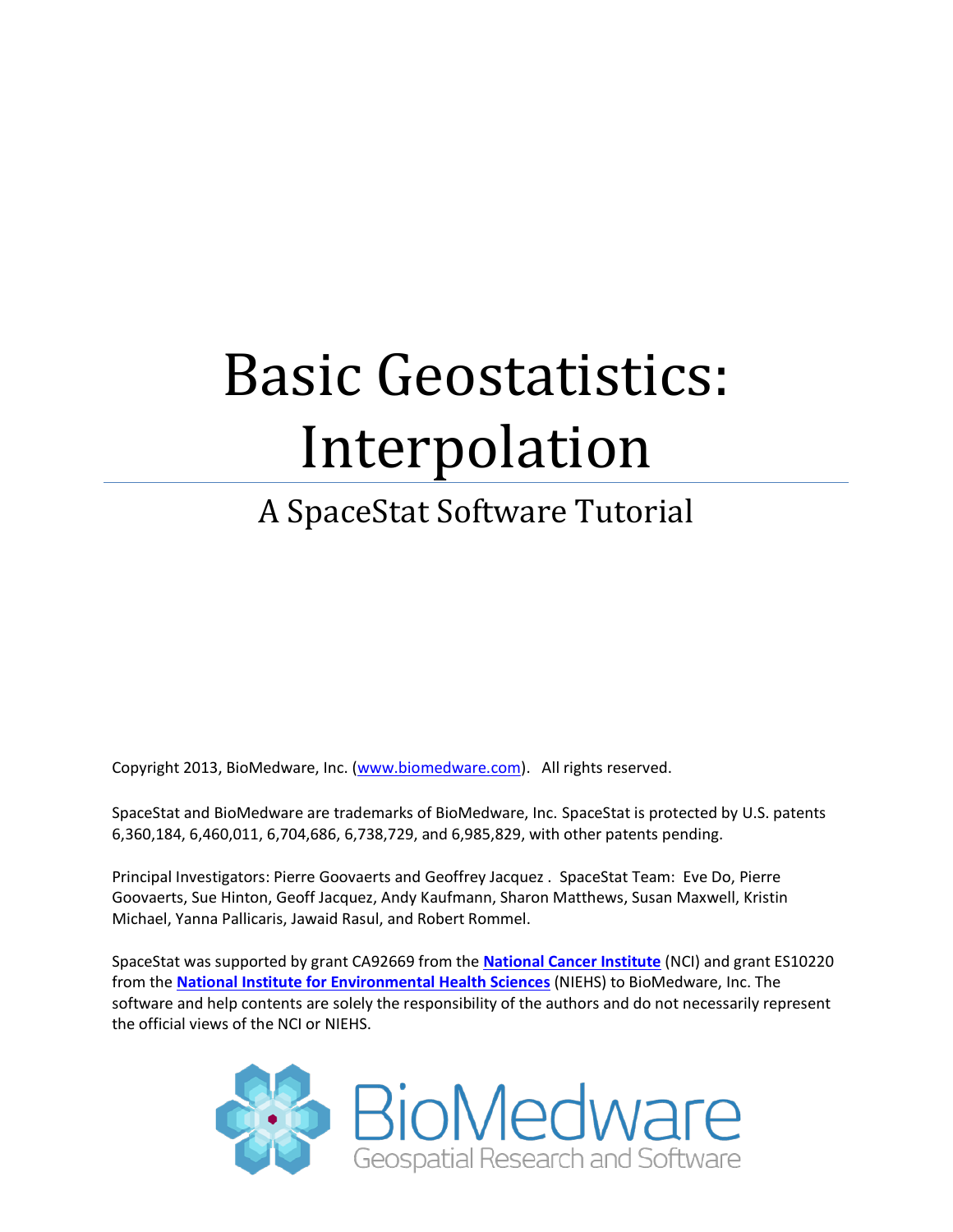# Basic Geostatistics: Interpolation

## A SpaceStat Software Tutorial

Copyright 2013, BioMedware, Inc. (www.biomedware.com). All rights reserved.

SpaceStat and BioMedware are trademarks of BioMedware, Inc. SpaceStat is protected by U.S. patents 6,360,184, 6,460,011, 6,704,686, 6,738,729, and 6,985,829, with other patents pending.

Principal Investigators: Pierre Goovaerts and Geoffrey Jacquez . SpaceStat Team: Eve Do, Pierre Goovaerts, Sue Hinton, Geoff Jacquez, Andy Kaufmann, Sharon Matthews, Susan Maxwell, Kristin Michael, Yanna Pallicaris, Jawaid Rasul, and Robert Rommel.

SpaceStat was supported by grant CA92669 from the **National Cancer Institute** (NCI) and grant ES10220 from the **National Institute for Environmental Health Sciences** (NIEHS) to BioMedware, Inc. The software and help contents are solely the responsibility of the authors and do not necessarily represent the official views of the NCI or NIEHS.

BioMedware
Geospatial Research and Software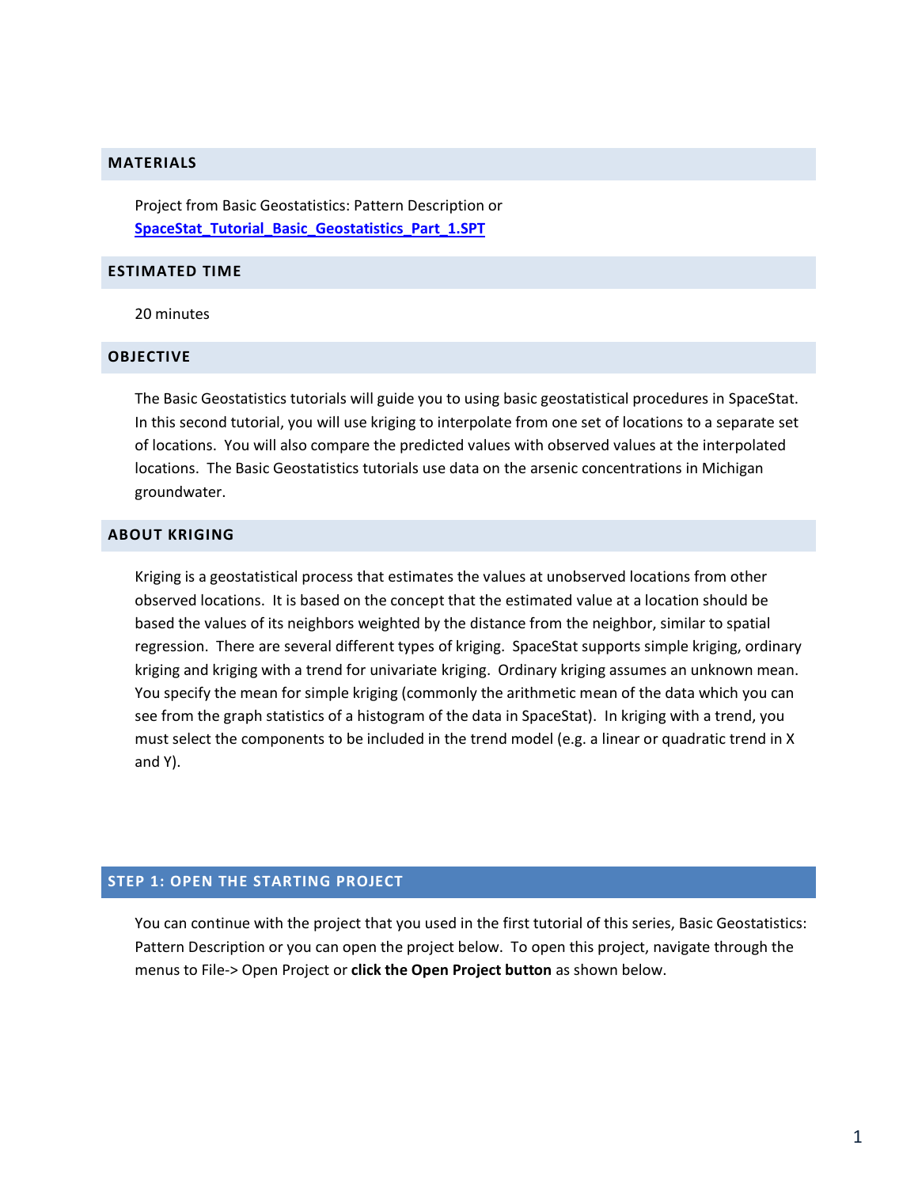## MATERIALS

Project from Basic Geostatistics: Pattern Description or
**SpaceStat_Tutorial_Basic_Geostatistics_Part_1.SPT**

## ESTIMATED TIME

20 minutes

## OBJECTIVE

The Basic Geostatistics tutorials will guide you to using basic geostatistical procedures in SpaceStat. In this second tutorial, you will use kriging to interpolate from one set of locations to a separate set of locations. You will also compare the predicted values with observed values at the interpolated locations. The Basic Geostatistics tutorials use data on the arsenic concentrations in Michigan groundwater.

## ABOUT KRIGING

Kriging is a geostatistical process that estimates the values at unobserved locations from other observed locations. It is based on the concept that the estimated value at a location should be based the values of its neighbors weighted by the distance from the neighbor, similar to spatial regression. There are several different types of kriging. SpaceStat supports simple kriging, ordinary kriging and kriging with a trend for univariate kriging. Ordinary kriging assumes an unknown mean. You specify the mean for simple kriging (commonly the arithmetic mean of the data which you can see from the graph statistics of a histogram of the data in SpaceStat). In kriging with a trend, you must select the components to be included in the trend model (e.g. a linear or quadratic trend in X and Y).

## STEP 1: OPEN THE STARTING PROJECT

You can continue with the project that you used in the first tutorial of this series, Basic Geostatistics: Pattern Description or you can open the project below. To open this project, navigate through the menus to File-> Open Project or **click the Open Project button** as shown below.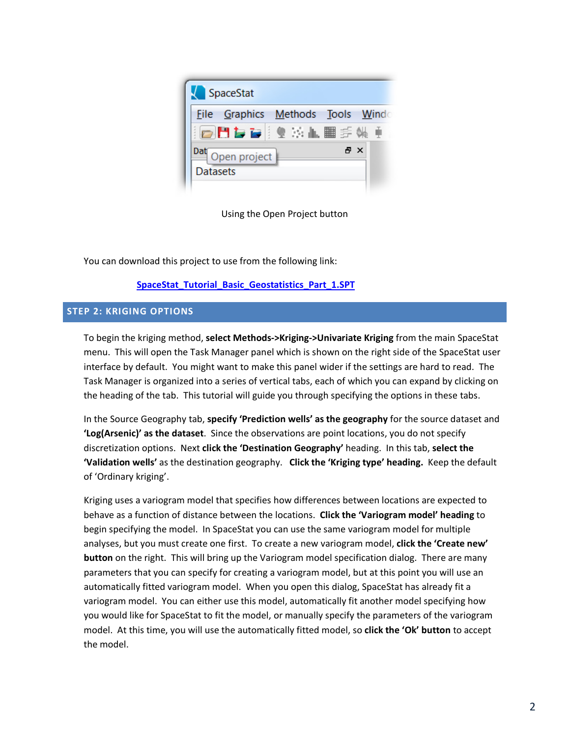Using the Open Project button

You can download this project to use from the following link:

[SpaceStat_Tutorial_Basic_Geostatistics_Part_1.SPT]

## STEP 2: KRIGING OPTIONS

To begin the kriging method, **select Methods->Kriging->Univariate Kriging** from the main SpaceStat menu. This will open the Task Manager panel which is shown on the right side of the SpaceStat user interface by default. You might want to make this panel wider if the settings are hard to read. The Task Manager is organized into a series of vertical tabs, each of which you can expand by clicking on the heading of the tab. This tutorial will guide you through specifying the options in these tabs.

In the Source Geography tab, **specify 'Prediction wells' as the geography** for the source dataset and **'Log(Arsenic)' as the dataset**. Since the observations are point locations, you do not specify discretization options. Next **click the 'Destination Geography'** heading. In this tab, **select the 'Validation wells'** as the destination geography. **Click the 'Kriging type' heading.** Keep the default of 'Ordinary kriging'.

Kriging uses a variogram model that specifies how differences between locations are expected to behave as a function of distance between the locations. **Click the 'Variogram model' heading** to begin specifying the model. In SpaceStat you can use the same variogram model for multiple analyses, but you must create one first. To create a new variogram model, **click the 'Create new' button** on the right. This will bring up the Variogram model specification dialog. There are many parameters that you can specify for creating a variogram model, but at this point you will use an automatically fitted variogram model. When you open this dialog, SpaceStat has already fit a variogram model. You can either use this model, automatically fit another model specifying how you would like for SpaceStat to fit the model, or manually specify the parameters of the variogram model. At this time, you will use the automatically fitted model, so **click the 'Ok' button** to accept the model.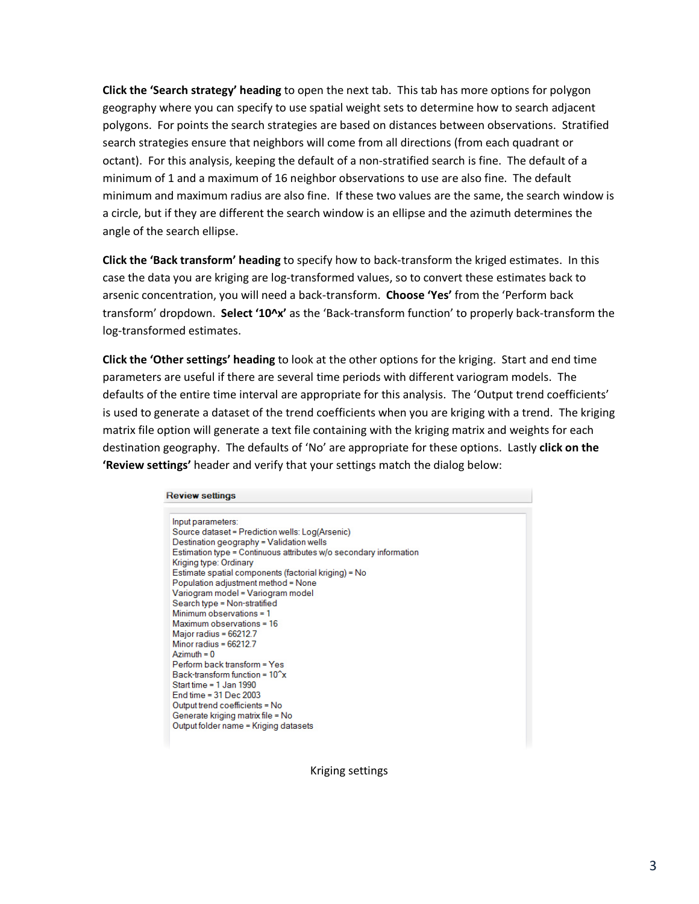**Click the 'Search strategy' heading** to open the next tab. This tab has more options for polygon geography where you can specify to use spatial weight sets to determine how to search adjacent polygons. For points the search strategies are based on distances between observations. Stratified search strategies ensure that neighbors will come from all directions (from each quadrant or octant). For this analysis, keeping the default of a non-stratified search is fine. The default of a minimum of 1 and a maximum of 16 neighbor observations to use are also fine. The default minimum and maximum radius are also fine. If these two values are the same, the search window is a circle, but if they are different the search window is an ellipse and the azimuth determines the angle of the search ellipse.

**Click the 'Back transform' heading** to specify how to back-transform the kriged estimates. In this case the data you are kriging are log-transformed values, so to convert these estimates back to arsenic concentration, you will need a back-transform. **Choose 'Yes'** from the 'Perform back transform' dropdown. **Select '10^x'** as the 'Back-transform function' to properly back-transform the log-transformed estimates.

**Click the 'Other settings' heading** to look at the other options for the kriging. Start and end time parameters are useful if there are several time periods with different variogram models. The defaults of the entire time interval are appropriate for this analysis. The 'Output trend coefficients' is used to generate a dataset of the trend coefficients when you are kriging with a trend. The kriging matrix file option will generate a text file containing with the kriging matrix and weights for each destination geography. The defaults of 'No' are appropriate for these options. Lastly **click on the 'Review settings'** header and verify that your settings match the dialog below:

**Review settings**

```
Input parameters:
Source dataset = Prediction wells: Log(Arsenic)
Destination geography = Validation wells
Estimation type = Continuous attributes w/o secondary information
Kriging type: Ordinary
Estimate spatial components (factorial kriging) = No
Population adjustment method = None
Variogram model = Variogram model
Search type = Non-stratified
Minimum observations = 1
Maximum observations = 16
Major radius = 66212.7
Minor radius = 66212.7
Azimuth = 0
Perform back transform = Yes
Back-transform function = 10^x
Start time = 1 Jan 1990
End time = 31 Dec 2003
Output trend coefficients = No
Generate kriging matrix file = No
Output folder name = Kriging datasets
```

Kriging settings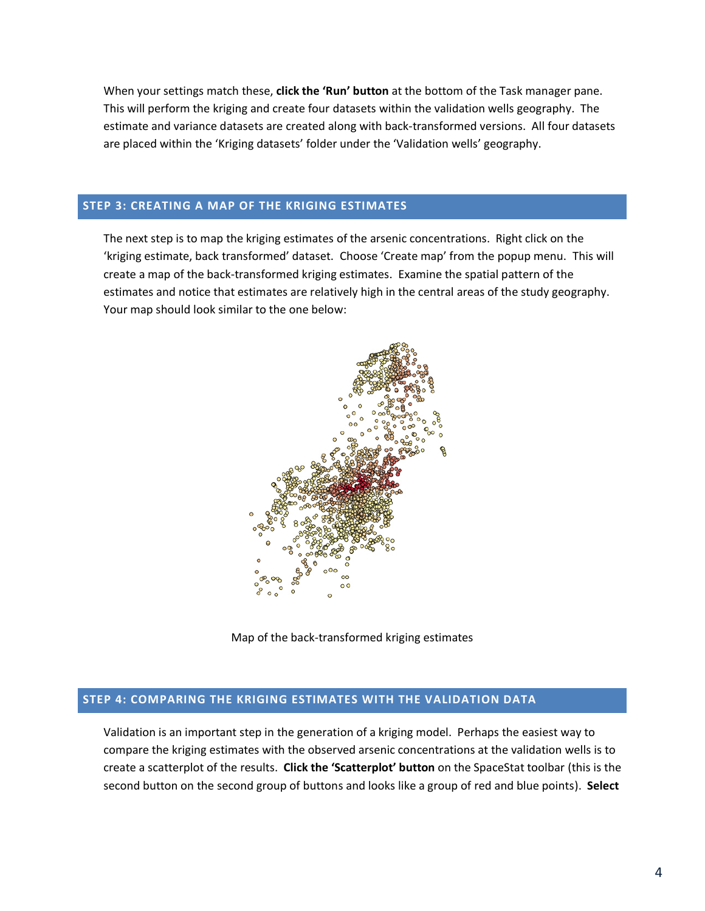When your settings match these, **click the 'Run' button** at the bottom of the Task manager pane. This will perform the kriging and create four datasets within the validation wells geography. The estimate and variance datasets are created along with back-transformed versions. All four datasets are placed within the 'Kriging datasets' folder under the 'Validation wells' geography.

## STEP 3: CREATING A MAP OF THE KRIGING ESTIMATES

The next step is to map the kriging estimates of the arsenic concentrations. Right click on the 'kriging estimate, back transformed' dataset. Choose 'Create map' from the popup menu. This will create a map of the back-transformed kriging estimates. Examine the spatial pattern of the estimates and notice that estimates are relatively high in the central areas of the study geography. Your map should look similar to the one below:

Map of the back-transformed kriging estimates

## STEP 4: COMPARING THE KRIGING ESTIMATES WITH THE VALIDATION DATA

Validation is an important step in the generation of a kriging model. Perhaps the easiest way to compare the kriging estimates with the observed arsenic concentrations at the validation wells is to create a scatterplot of the results. **Click the 'Scatterplot' button** on the SpaceStat toolbar (this is the second button on the second group of buttons and looks like a group of red and blue points). **Select**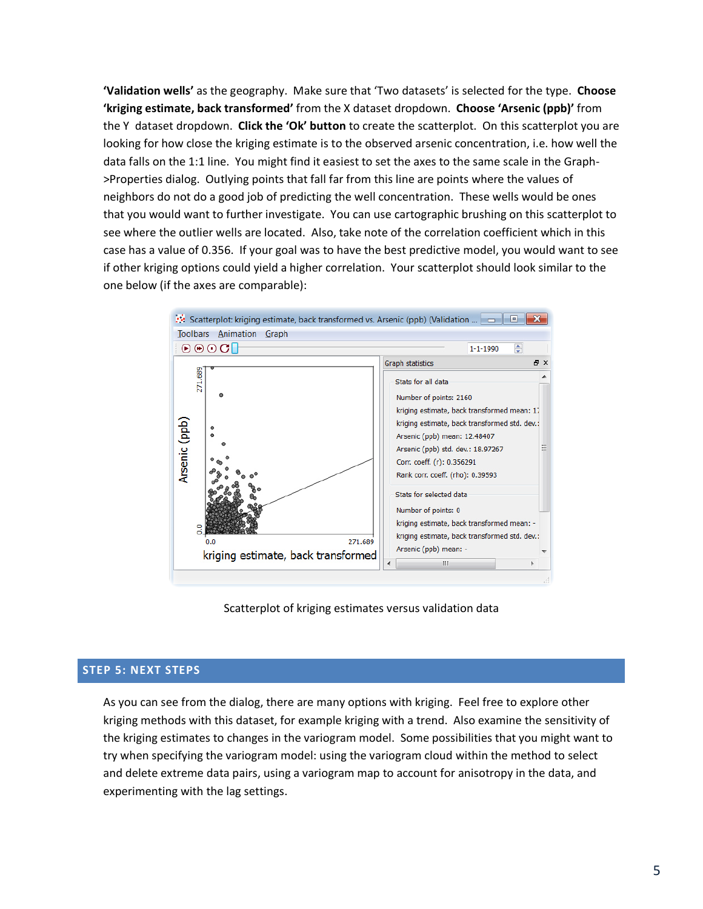**'Validation wells'** as the geography. Make sure that 'Two datasets' is selected for the type. **Choose 'kriging estimate, back transformed'** from the X dataset dropdown. **Choose 'Arsenic (ppb)'** from the Y dataset dropdown. **Click the 'Ok' button** to create the scatterplot. On this scatterplot you are looking for how close the kriging estimate is to the observed arsenic concentration, i.e. how well the data falls on the 1:1 line. You might find it easiest to set the axes to the same scale in the Graph->Properties dialog. Outlying points that fall far from this line are points where the values of neighbors do not do a good job of predicting the well concentration. These wells would be ones that you would want to further investigate. You can use cartographic brushing on this scatterplot to see where the outlier wells are located. Also, take note of the correlation coefficient which in this case has a value of 0.356. If your goal was to have the best predictive model, you would want to see if other kriging options could yield a higher correlation. Your scatterplot should look similar to the one below (if the axes are comparable):

Scatterplot: kriging estimate, back transformed vs. Arsenic (ppb) (Validation ...

Toolbars Animation Graph

1-1-1990

Arsenic (ppb)

271.689

0.0

0.0

271.689

kriging estimate, back transformed

Graph statistics

Stats for all data

Number of points: 2160

kriging estimate, back transformed mean: 1

kriging estimate, back transformed std. dev.:

Arsenic (ppb) mean: 12.48407

Arsenic (ppb) std. dev.: 18.97267

Corr. coeff. (r): 0.356291

Rank corr. coeff. (rho): 0.39593

Stats for selected data

Number of points: 0

kriging estimate, back transformed mean: -

kriging estimate, back transformed std. dev.:

Arsenic (ppb) mean: -

Scatterplot of kriging estimates versus validation data

## STEP 5: NEXT STEPS

As you can see from the dialog, there are many options with kriging. Feel free to explore other kriging methods with this dataset, for example kriging with a trend. Also examine the sensitivity of the kriging estimates to changes in the variogram model. Some possibilities that you might want to try when specifying the variogram model: using the variogram cloud within the method to select and delete extreme data pairs, using a variogram map to account for anisotropy in the data, and experimenting with the lag settings.